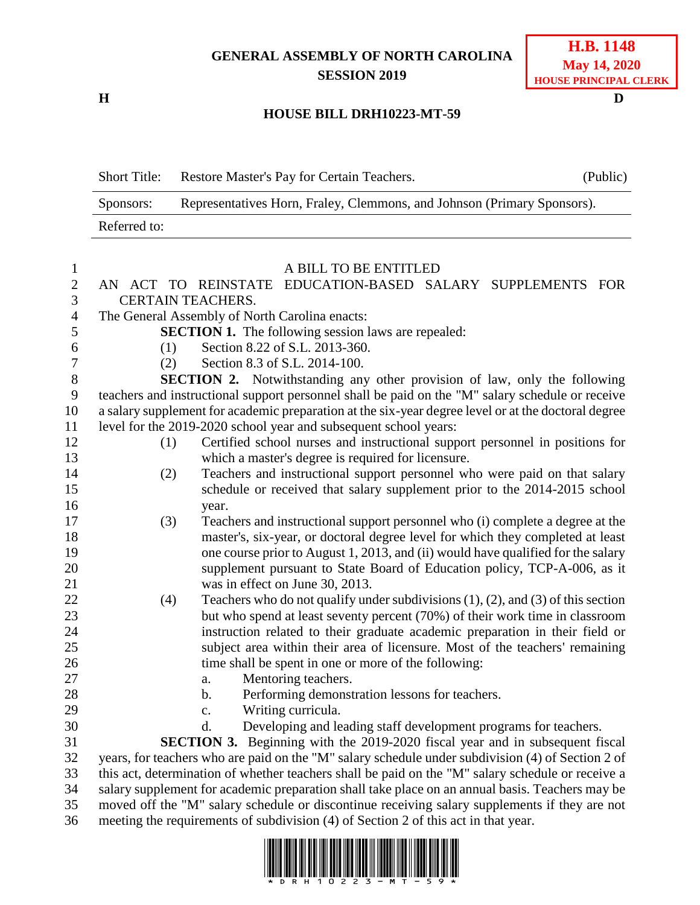**GENERAL ASSEMBLY OF NORTH CAROLINA**
**SESSION 2019**

**H.B. 1148**
**May 14, 2020**
**HOUSE PRINCIPAL CLERK**

**H** **D**

**HOUSE BILL DRH10223-MT-59**

| Short Title: | Restore Master's Pay for Certain Teachers. | (Public) |
|---|---|---|
| Sponsors: | Representatives Horn, Fraley, Clemmons, and Johnson (Primary Sponsors). | |
| Referred to: | | |

A BILL TO BE ENTITLED

AN ACT TO REINSTATE EDUCATION-BASED SALARY SUPPLEMENTS FOR CERTAIN TEACHERS.

The General Assembly of North Carolina enacts:

**SECTION 1.** The following session laws are repealed:

(1) Section 8.22 of S.L. 2013-360.

(2) Section 8.3 of S.L. 2014-100.

**SECTION 2.** Notwithstanding any other provision of law, only the following teachers and instructional support personnel shall be paid on the "M" salary schedule or receive a salary supplement for academic preparation at the six-year degree level or at the doctoral degree level for the 2019-2020 school year and subsequent school years:

(1) Certified school nurses and instructional support personnel in positions for which a master's degree is required for licensure.

(2) Teachers and instructional support personnel who were paid on that salary schedule or received that salary supplement prior to the 2014-2015 school year.

(3) Teachers and instructional support personnel who (i) complete a degree at the master's, six-year, or doctoral degree level for which they completed at least one course prior to August 1, 2013, and (ii) would have qualified for the salary supplement pursuant to State Board of Education policy, TCP-A-006, as it was in effect on June 30, 2013.

(4) Teachers who do not qualify under subdivisions (1), (2), and (3) of this section but who spend at least seventy percent (70%) of their work time in classroom instruction related to their graduate academic preparation in their field or subject area within their area of licensure. Most of the teachers' remaining time shall be spent in one or more of the following:

a. Mentoring teachers.

b. Performing demonstration lessons for teachers.

c. Writing curricula.

d. Developing and leading staff development programs for teachers.

**SECTION 3.** Beginning with the 2019-2020 fiscal year and in subsequent fiscal years, for teachers who are paid on the "M" salary schedule under subdivision (4) of Section 2 of this act, determination of whether teachers shall be paid on the "M" salary schedule or receive a salary supplement for academic preparation shall take place on an annual basis. Teachers may be moved off the "M" salary schedule or discontinue receiving salary supplements if they are not meeting the requirements of subdivision (4) of Section 2 of this act in that year.

\* D R H 1 0 2 2 3 - M T - 5 9 \*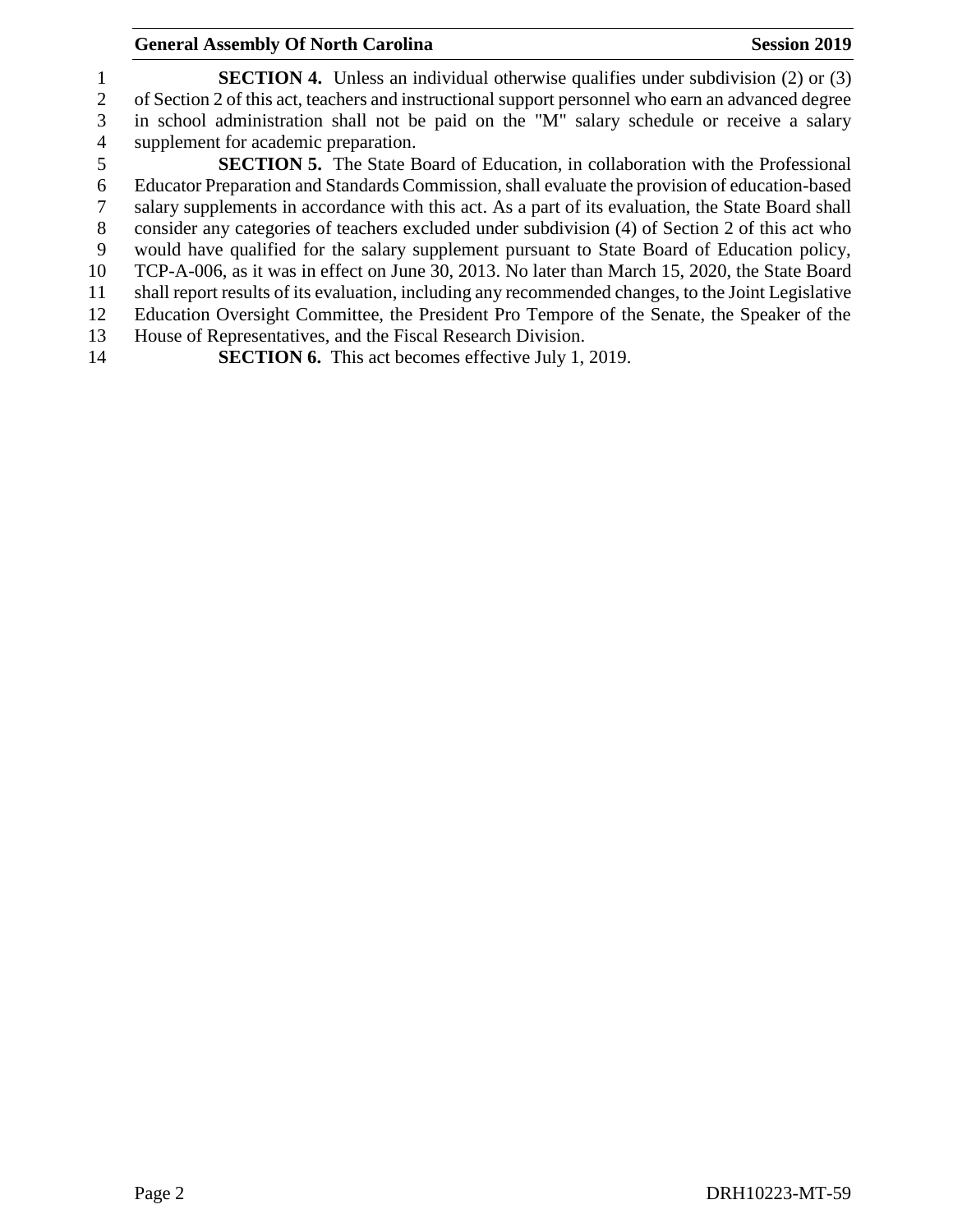**SECTION 4.** Unless an individual otherwise qualifies under subdivision (2) or (3) of Section 2 of this act, teachers and instructional support personnel who earn an advanced degree in school administration shall not be paid on the "M" salary schedule or receive a salary supplement for academic preparation.

**SECTION 5.** The State Board of Education, in collaboration with the Professional Educator Preparation and Standards Commission, shall evaluate the provision of education-based salary supplements in accordance with this act. As a part of its evaluation, the State Board shall consider any categories of teachers excluded under subdivision (4) of Section 2 of this act who would have qualified for the salary supplement pursuant to State Board of Education policy, TCP-A-006, as it was in effect on June 30, 2013. No later than March 15, 2020, the State Board shall report results of its evaluation, including any recommended changes, to the Joint Legislative Education Oversight Committee, the President Pro Tempore of the Senate, the Speaker of the House of Representatives, and the Fiscal Research Division.

**SECTION 6.** This act becomes effective July 1, 2019.